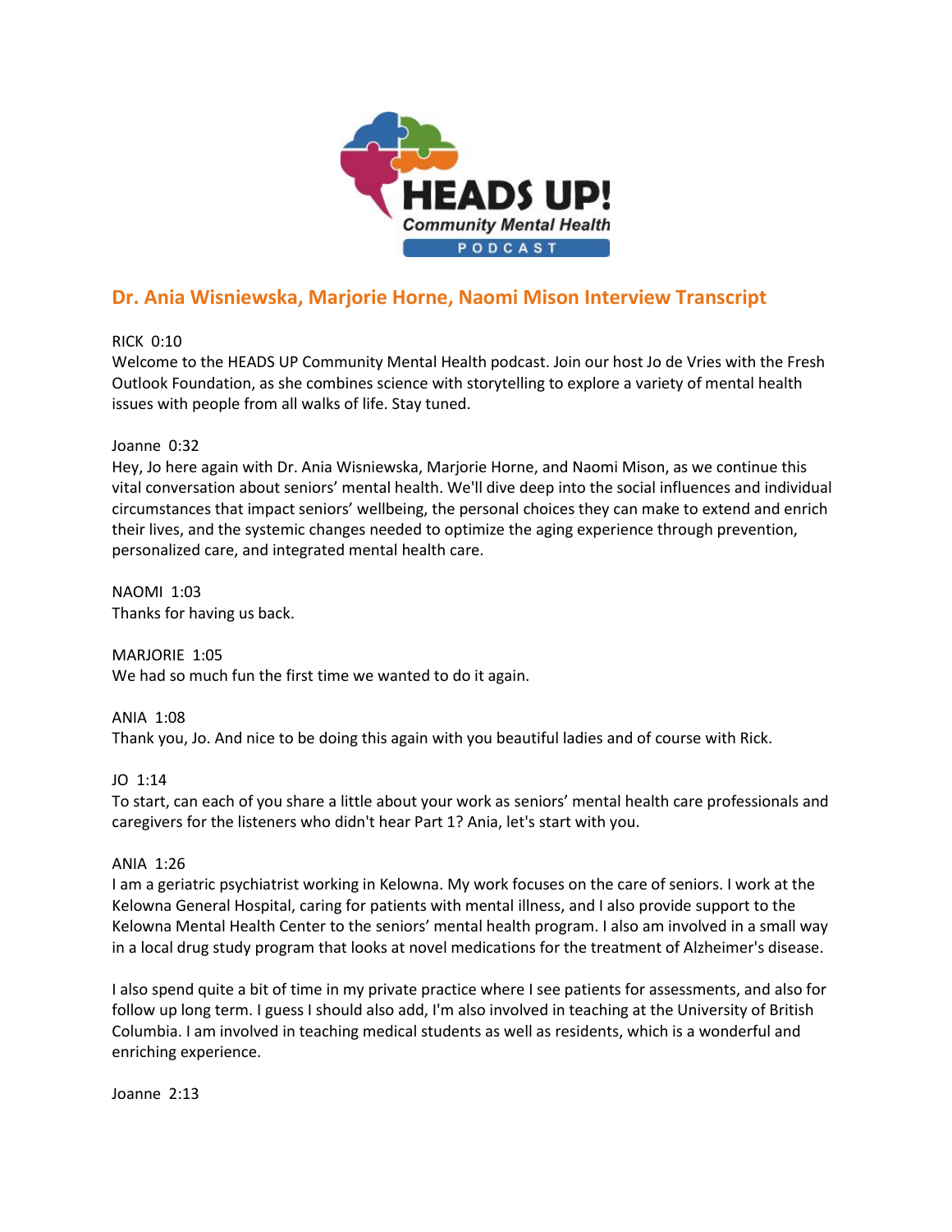## Dr. Ania Wisniewska, Marjorie Horne, Naomi Mison Interview Transcript

RICK 0:10
Welcome to the HEADS UP Community Mental Health podcast. Join our host Jo de Vries with the Fresh Outlook Foundation, as she combines science with storytelling to explore a variety of mental health issues with people from all walks of life. Stay tuned.

Joanne 0:32
Hey, Jo here again with Dr. Ania Wisniewska, Marjorie Horne, and Naomi Mison, as we continue this vital conversation about seniors' mental health. We'll dive deep into the social influences and individual circumstances that impact seniors' wellbeing, the personal choices they can make to extend and enrich their lives, and the systemic changes needed to optimize the aging experience through prevention, personalized care, and integrated mental health care.

NAOMI 1:03
Thanks for having us back.

MARJORIE 1:05
We had so much fun the first time we wanted to do it again.

ANIA 1:08
Thank you, Jo. And nice to be doing this again with you beautiful ladies and of course with Rick.

JO 1:14
To start, can each of you share a little about your work as seniors' mental health care professionals and caregivers for the listeners who didn't hear Part 1? Ania, let's start with you.

ANIA 1:26
I am a geriatric psychiatrist working in Kelowna. My work focuses on the care of seniors. I work at the Kelowna General Hospital, caring for patients with mental illness, and I also provide support to the Kelowna Mental Health Center to the seniors' mental health program. I also am involved in a small way in a local drug study program that looks at novel medications for the treatment of Alzheimer's disease.

I also spend quite a bit of time in my private practice where I see patients for assessments, and also for follow up long term. I guess I should also add, I'm also involved in teaching at the University of British Columbia. I am involved in teaching medical students as well as residents, which is a wonderful and enriching experience.

Joanne 2:13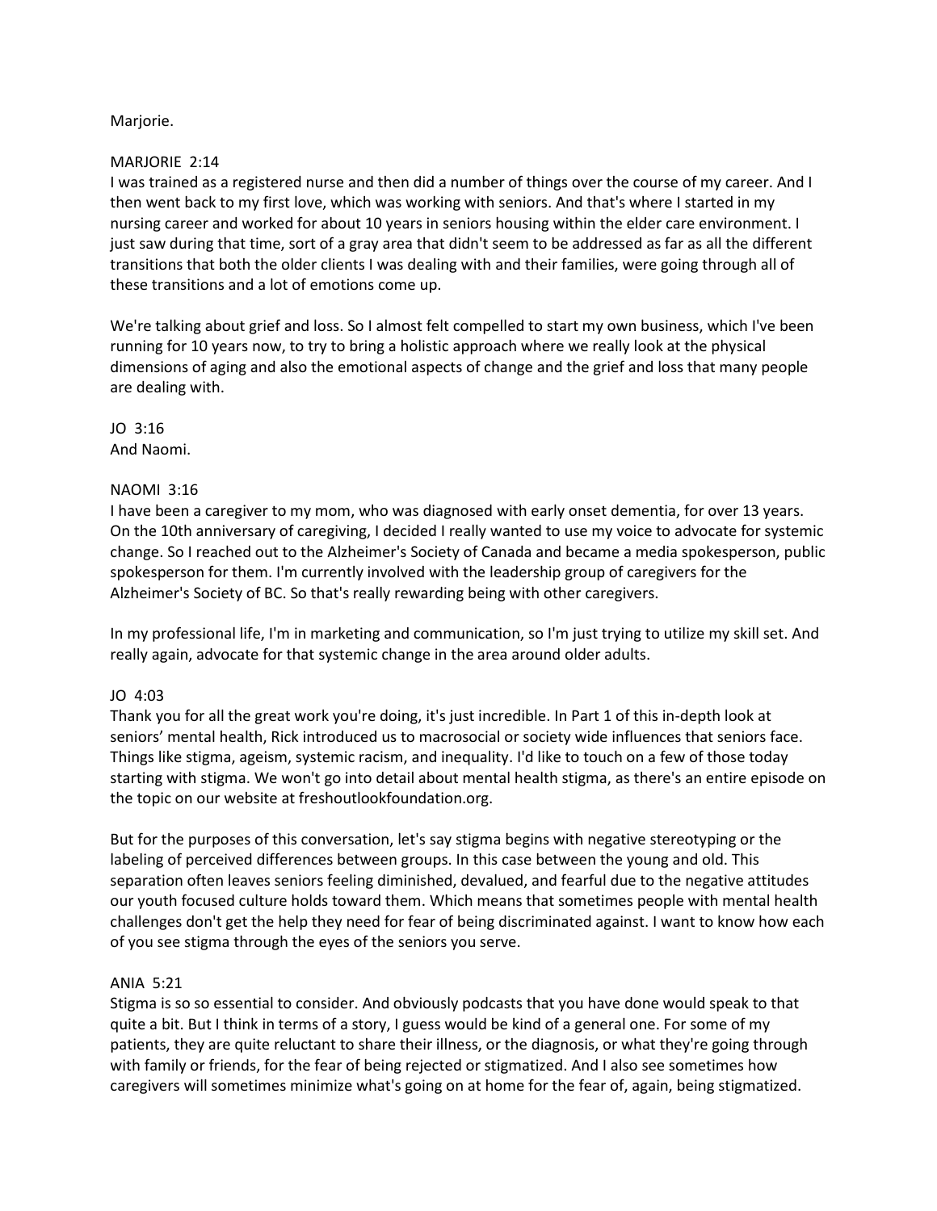Marjorie.

MARJORIE 2:14
I was trained as a registered nurse and then did a number of things over the course of my career. And I then went back to my first love, which was working with seniors. And that's where I started in my nursing career and worked for about 10 years in seniors housing within the elder care environment. I just saw during that time, sort of a gray area that didn't seem to be addressed as far as all the different transitions that both the older clients I was dealing with and their families, were going through all of these transitions and a lot of emotions come up.

We're talking about grief and loss. So I almost felt compelled to start my own business, which I've been running for 10 years now, to try to bring a holistic approach where we really look at the physical dimensions of aging and also the emotional aspects of change and the grief and loss that many people are dealing with.

JO 3:16
And Naomi.

NAOMI 3:16
I have been a caregiver to my mom, who was diagnosed with early onset dementia, for over 13 years. On the 10th anniversary of caregiving, I decided I really wanted to use my voice to advocate for systemic change. So I reached out to the Alzheimer's Society of Canada and became a media spokesperson, public spokesperson for them. I'm currently involved with the leadership group of caregivers for the Alzheimer's Society of BC. So that's really rewarding being with other caregivers.

In my professional life, I'm in marketing and communication, so I'm just trying to utilize my skill set. And really again, advocate for that systemic change in the area around older adults.

JO 4:03
Thank you for all the great work you're doing, it's just incredible. In Part 1 of this in-depth look at seniors' mental health, Rick introduced us to macrosocial or society wide influences that seniors face. Things like stigma, ageism, systemic racism, and inequality. I'd like to touch on a few of those today starting with stigma. We won't go into detail about mental health stigma, as there's an entire episode on the topic on our website at freshoutlookfoundation.org.

But for the purposes of this conversation, let's say stigma begins with negative stereotyping or the labeling of perceived differences between groups. In this case between the young and old. This separation often leaves seniors feeling diminished, devalued, and fearful due to the negative attitudes our youth focused culture holds toward them. Which means that sometimes people with mental health challenges don't get the help they need for fear of being discriminated against. I want to know how each of you see stigma through the eyes of the seniors you serve.

ANIA 5:21
Stigma is so so essential to consider. And obviously podcasts that you have done would speak to that quite a bit. But I think in terms of a story, I guess would be kind of a general one. For some of my patients, they are quite reluctant to share their illness, or the diagnosis, or what they're going through with family or friends, for the fear of being rejected or stigmatized. And I also see sometimes how caregivers will sometimes minimize what's going on at home for the fear of, again, being stigmatized.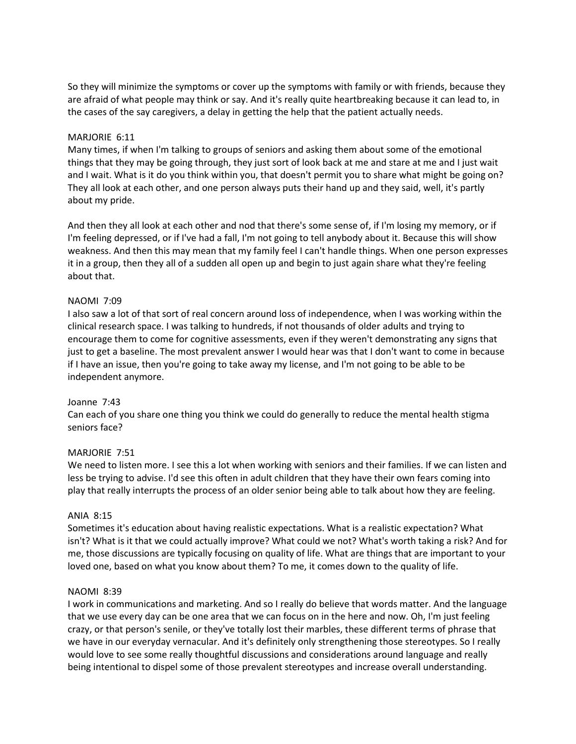So they will minimize the symptoms or cover up the symptoms with family or with friends, because they are afraid of what people may think or say. And it's really quite heartbreaking because it can lead to, in the cases of the say caregivers, a delay in getting the help that the patient actually needs.

MARJORIE 6:11
Many times, if when I'm talking to groups of seniors and asking them about some of the emotional things that they may be going through, they just sort of look back at me and stare at me and I just wait and I wait. What is it do you think within you, that doesn't permit you to share what might be going on? They all look at each other, and one person always puts their hand up and they said, well, it's partly about my pride.

And then they all look at each other and nod that there's some sense of, if I'm losing my memory, or if I'm feeling depressed, or if I've had a fall, I'm not going to tell anybody about it. Because this will show weakness. And then this may mean that my family feel I can't handle things. When one person expresses it in a group, then they all of a sudden all open up and begin to just again share what they're feeling about that.

NAOMI 7:09
I also saw a lot of that sort of real concern around loss of independence, when I was working within the clinical research space. I was talking to hundreds, if not thousands of older adults and trying to encourage them to come for cognitive assessments, even if they weren't demonstrating any signs that just to get a baseline. The most prevalent answer I would hear was that I don't want to come in because if I have an issue, then you're going to take away my license, and I'm not going to be able to be independent anymore.

Joanne 7:43
Can each of you share one thing you think we could do generally to reduce the mental health stigma seniors face?

MARJORIE 7:51
We need to listen more. I see this a lot when working with seniors and their families. If we can listen and less be trying to advise. I'd see this often in adult children that they have their own fears coming into play that really interrupts the process of an older senior being able to talk about how they are feeling.

ANIA 8:15
Sometimes it's education about having realistic expectations. What is a realistic expectation? What isn't? What is it that we could actually improve? What could we not? What's worth taking a risk? And for me, those discussions are typically focusing on quality of life. What are things that are important to your loved one, based on what you know about them? To me, it comes down to the quality of life.

NAOMI 8:39
I work in communications and marketing. And so I really do believe that words matter. And the language that we use every day can be one area that we can focus on in the here and now. Oh, I'm just feeling crazy, or that person's senile, or they've totally lost their marbles, these different terms of phrase that we have in our everyday vernacular. And it's definitely only strengthening those stereotypes. So I really would love to see some really thoughtful discussions and considerations around language and really being intentional to dispel some of those prevalent stereotypes and increase overall understanding.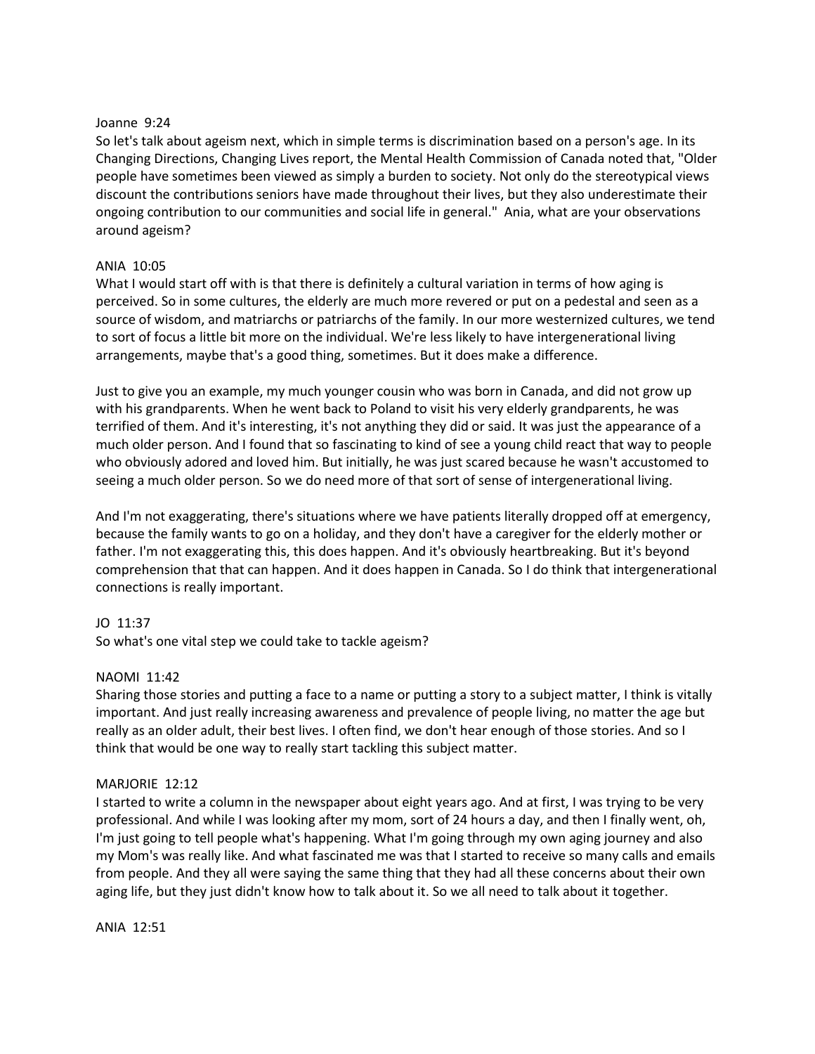Joanne 9:24

So let's talk about ageism next, which in simple terms is discrimination based on a person's age. In its Changing Directions, Changing Lives report, the Mental Health Commission of Canada noted that, "Older people have sometimes been viewed as simply a burden to society. Not only do the stereotypical views discount the contributions seniors have made throughout their lives, but they also underestimate their ongoing contribution to our communities and social life in general." Ania, what are your observations around ageism?

ANIA 10:05

What I would start off with is that there is definitely a cultural variation in terms of how aging is perceived. So in some cultures, the elderly are much more revered or put on a pedestal and seen as a source of wisdom, and matriarchs or patriarchs of the family. In our more westernized cultures, we tend to sort of focus a little bit more on the individual. We're less likely to have intergenerational living arrangements, maybe that's a good thing, sometimes. But it does make a difference.

Just to give you an example, my much younger cousin who was born in Canada, and did not grow up with his grandparents. When he went back to Poland to visit his very elderly grandparents, he was terrified of them. And it's interesting, it's not anything they did or said. It was just the appearance of a much older person. And I found that so fascinating to kind of see a young child react that way to people who obviously adored and loved him. But initially, he was just scared because he wasn't accustomed to seeing a much older person. So we do need more of that sort of sense of intergenerational living.

And I'm not exaggerating, there's situations where we have patients literally dropped off at emergency, because the family wants to go on a holiday, and they don't have a caregiver for the elderly mother or father. I'm not exaggerating this, this does happen. And it's obviously heartbreaking. But it's beyond comprehension that that can happen. And it does happen in Canada. So I do think that intergenerational connections is really important.

JO 11:37

So what's one vital step we could take to tackle ageism?

NAOMI 11:42

Sharing those stories and putting a face to a name or putting a story to a subject matter, I think is vitally important. And just really increasing awareness and prevalence of people living, no matter the age but really as an older adult, their best lives. I often find, we don't hear enough of those stories. And so I think that would be one way to really start tackling this subject matter.

MARJORIE 12:12

I started to write a column in the newspaper about eight years ago. And at first, I was trying to be very professional. And while I was looking after my mom, sort of 24 hours a day, and then I finally went, oh, I'm just going to tell people what's happening. What I'm going through my own aging journey and also my Mom's was really like. And what fascinated me was that I started to receive so many calls and emails from people. And they all were saying the same thing that they had all these concerns about their own aging life, but they just didn't know how to talk about it. So we all need to talk about it together.

ANIA 12:51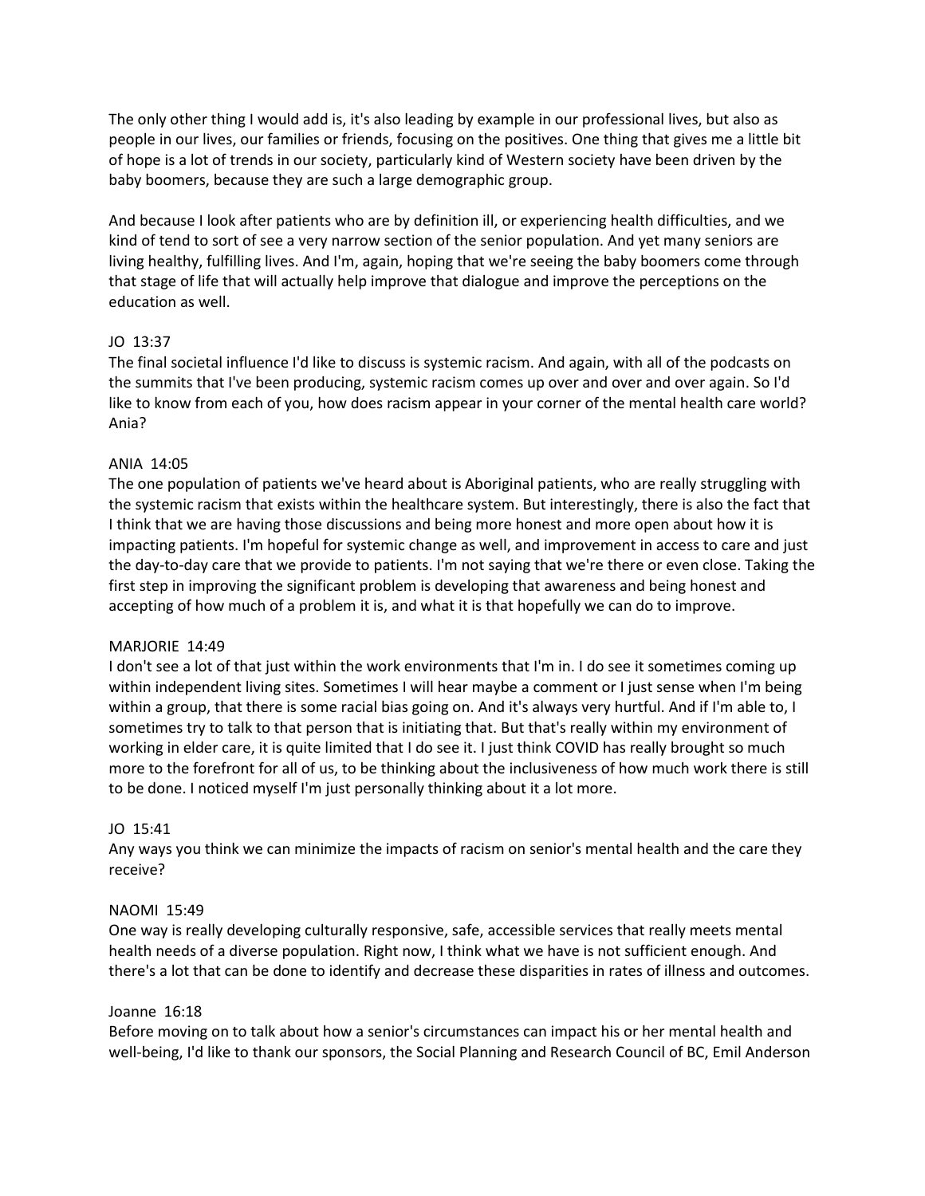The only other thing I would add is, it's also leading by example in our professional lives, but also as people in our lives, our families or friends, focusing on the positives. One thing that gives me a little bit of hope is a lot of trends in our society, particularly kind of Western society have been driven by the baby boomers, because they are such a large demographic group.

And because I look after patients who are by definition ill, or experiencing health difficulties, and we kind of tend to sort of see a very narrow section of the senior population. And yet many seniors are living healthy, fulfilling lives. And I'm, again, hoping that we're seeing the baby boomers come through that stage of life that will actually help improve that dialogue and improve the perceptions on the education as well.

JO 13:37
The final societal influence I'd like to discuss is systemic racism. And again, with all of the podcasts on the summits that I've been producing, systemic racism comes up over and over and over again. So I'd like to know from each of you, how does racism appear in your corner of the mental health care world? Ania?

ANIA 14:05
The one population of patients we've heard about is Aboriginal patients, who are really struggling with the systemic racism that exists within the healthcare system. But interestingly, there is also the fact that I think that we are having those discussions and being more honest and more open about how it is impacting patients. I'm hopeful for systemic change as well, and improvement in access to care and just the day-to-day care that we provide to patients. I'm not saying that we're there or even close. Taking the first step in improving the significant problem is developing that awareness and being honest and accepting of how much of a problem it is, and what it is that hopefully we can do to improve.

MARJORIE 14:49
I don't see a lot of that just within the work environments that I'm in. I do see it sometimes coming up within independent living sites. Sometimes I will hear maybe a comment or I just sense when I'm being within a group, that there is some racial bias going on. And it's always very hurtful. And if I'm able to, I sometimes try to talk to that person that is initiating that. But that's really within my environment of working in elder care, it is quite limited that I do see it. I just think COVID has really brought so much more to the forefront for all of us, to be thinking about the inclusiveness of how much work there is still to be done. I noticed myself I'm just personally thinking about it a lot more.

JO 15:41
Any ways you think we can minimize the impacts of racism on senior's mental health and the care they receive?

NAOMI 15:49
One way is really developing culturally responsive, safe, accessible services that really meets mental health needs of a diverse population. Right now, I think what we have is not sufficient enough. And there's a lot that can be done to identify and decrease these disparities in rates of illness and outcomes.

Joanne 16:18
Before moving on to talk about how a senior's circumstances can impact his or her mental health and well-being, I'd like to thank our sponsors, the Social Planning and Research Council of BC, Emil Anderson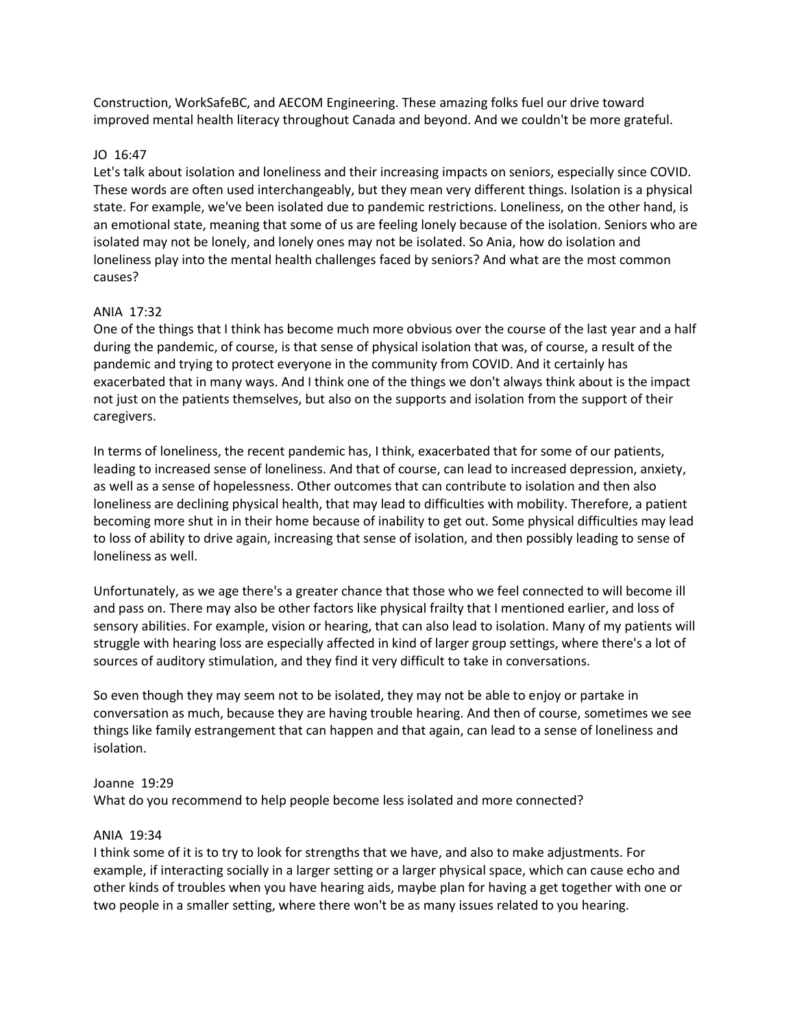Construction, WorkSafeBC, and AECOM Engineering. These amazing folks fuel our drive toward improved mental health literacy throughout Canada and beyond. And we couldn't be more grateful.

JO 16:47
Let's talk about isolation and loneliness and their increasing impacts on seniors, especially since COVID. These words are often used interchangeably, but they mean very different things. Isolation is a physical state. For example, we've been isolated due to pandemic restrictions. Loneliness, on the other hand, is an emotional state, meaning that some of us are feeling lonely because of the isolation. Seniors who are isolated may not be lonely, and lonely ones may not be isolated. So Ania, how do isolation and loneliness play into the mental health challenges faced by seniors? And what are the most common causes?

ANIA 17:32
One of the things that I think has become much more obvious over the course of the last year and a half during the pandemic, of course, is that sense of physical isolation that was, of course, a result of the pandemic and trying to protect everyone in the community from COVID. And it certainly has exacerbated that in many ways. And I think one of the things we don't always think about is the impact not just on the patients themselves, but also on the supports and isolation from the support of their caregivers.

In terms of loneliness, the recent pandemic has, I think, exacerbated that for some of our patients, leading to increased sense of loneliness. And that of course, can lead to increased depression, anxiety, as well as a sense of hopelessness. Other outcomes that can contribute to isolation and then also loneliness are declining physical health, that may lead to difficulties with mobility. Therefore, a patient becoming more shut in in their home because of inability to get out. Some physical difficulties may lead to loss of ability to drive again, increasing that sense of isolation, and then possibly leading to sense of loneliness as well.

Unfortunately, as we age there's a greater chance that those who we feel connected to will become ill and pass on. There may also be other factors like physical frailty that I mentioned earlier, and loss of sensory abilities. For example, vision or hearing, that can also lead to isolation. Many of my patients will struggle with hearing loss are especially affected in kind of larger group settings, where there's a lot of sources of auditory stimulation, and they find it very difficult to take in conversations.

So even though they may seem not to be isolated, they may not be able to enjoy or partake in conversation as much, because they are having trouble hearing. And then of course, sometimes we see things like family estrangement that can happen and that again, can lead to a sense of loneliness and isolation.

Joanne 19:29
What do you recommend to help people become less isolated and more connected?

ANIA 19:34
I think some of it is to try to look for strengths that we have, and also to make adjustments. For example, if interacting socially in a larger setting or a larger physical space, which can cause echo and other kinds of troubles when you have hearing aids, maybe plan for having a get together with one or two people in a smaller setting, where there won't be as many issues related to you hearing.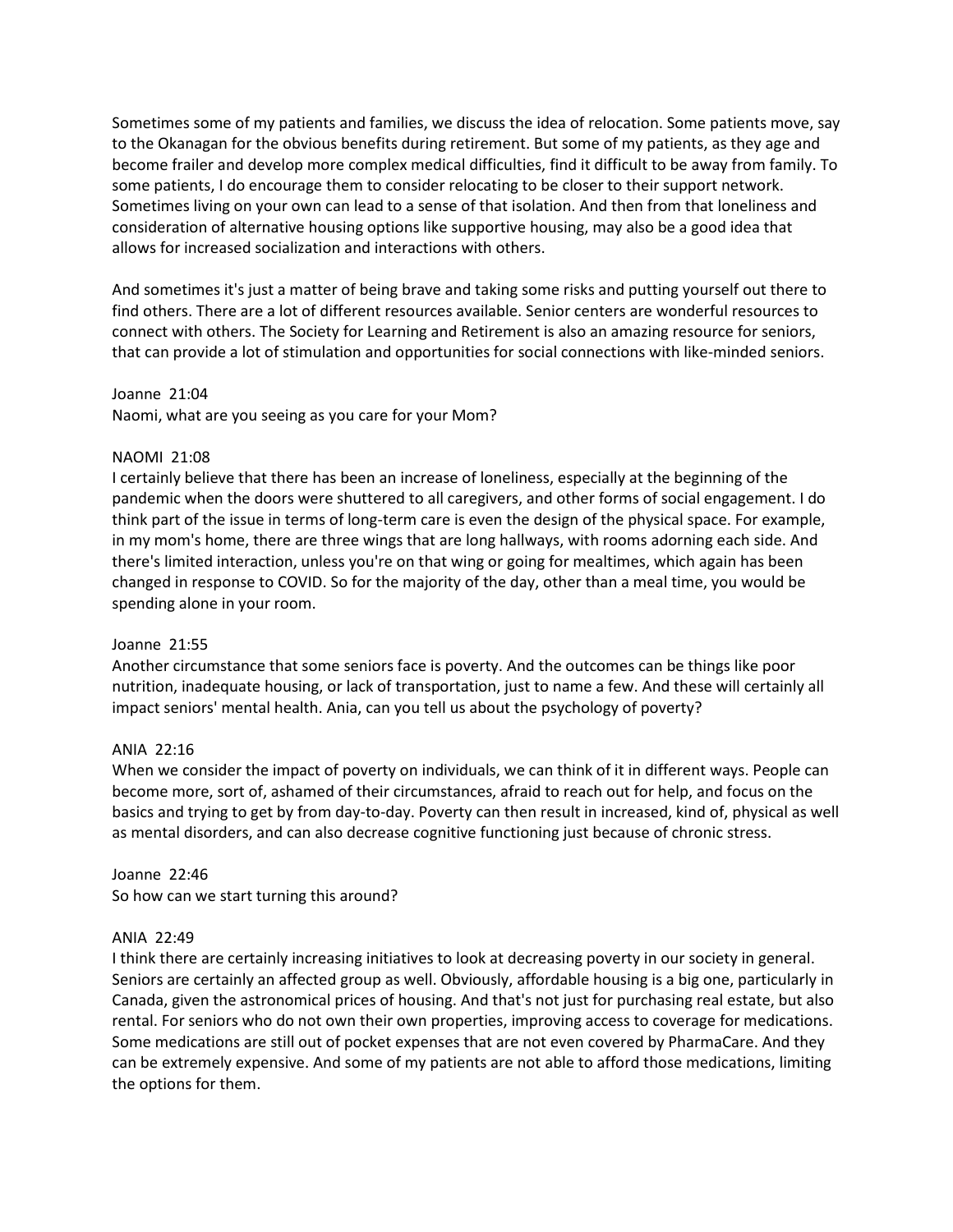Sometimes some of my patients and families, we discuss the idea of relocation. Some patients move, say to the Okanagan for the obvious benefits during retirement. But some of my patients, as they age and become frailer and develop more complex medical difficulties, find it difficult to be away from family. To some patients, I do encourage them to consider relocating to be closer to their support network. Sometimes living on your own can lead to a sense of that isolation. And then from that loneliness and consideration of alternative housing options like supportive housing, may also be a good idea that allows for increased socialization and interactions with others.

And sometimes it's just a matter of being brave and taking some risks and putting yourself out there to find others. There are a lot of different resources available. Senior centers are wonderful resources to connect with others. The Society for Learning and Retirement is also an amazing resource for seniors, that can provide a lot of stimulation and opportunities for social connections with like-minded seniors.

Joanne 21:04
Naomi, what are you seeing as you care for your Mom?

NAOMI 21:08
I certainly believe that there has been an increase of loneliness, especially at the beginning of the pandemic when the doors were shuttered to all caregivers, and other forms of social engagement. I do think part of the issue in terms of long-term care is even the design of the physical space. For example, in my mom's home, there are three wings that are long hallways, with rooms adorning each side. And there's limited interaction, unless you're on that wing or going for mealtimes, which again has been changed in response to COVID. So for the majority of the day, other than a meal time, you would be spending alone in your room.

Joanne 21:55
Another circumstance that some seniors face is poverty. And the outcomes can be things like poor nutrition, inadequate housing, or lack of transportation, just to name a few. And these will certainly all impact seniors' mental health. Ania, can you tell us about the psychology of poverty?

ANIA 22:16
When we consider the impact of poverty on individuals, we can think of it in different ways. People can become more, sort of, ashamed of their circumstances, afraid to reach out for help, and focus on the basics and trying to get by from day-to-day. Poverty can then result in increased, kind of, physical as well as mental disorders, and can also decrease cognitive functioning just because of chronic stress.

Joanne 22:46
So how can we start turning this around?

ANIA 22:49
I think there are certainly increasing initiatives to look at decreasing poverty in our society in general. Seniors are certainly an affected group as well. Obviously, affordable housing is a big one, particularly in Canada, given the astronomical prices of housing. And that's not just for purchasing real estate, but also rental. For seniors who do not own their own properties, improving access to coverage for medications. Some medications are still out of pocket expenses that are not even covered by PharmaCare. And they can be extremely expensive. And some of my patients are not able to afford those medications, limiting the options for them.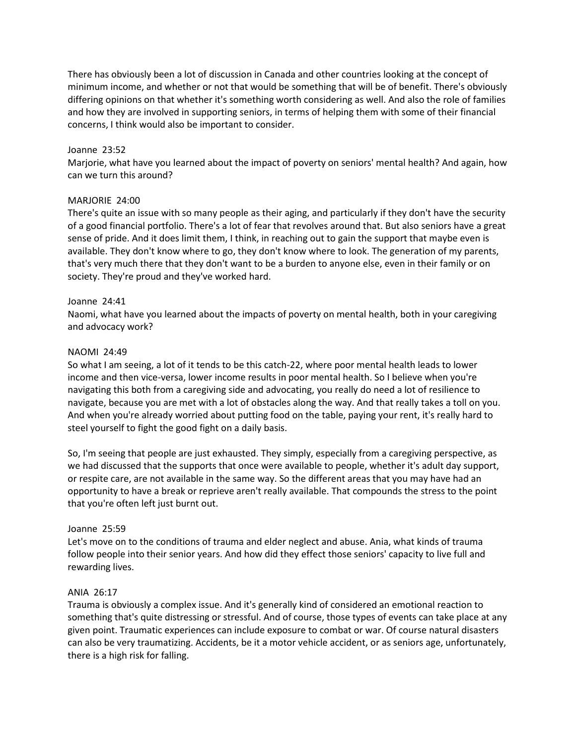There has obviously been a lot of discussion in Canada and other countries looking at the concept of minimum income, and whether or not that would be something that will be of benefit. There's obviously differing opinions on that whether it's something worth considering as well. And also the role of families and how they are involved in supporting seniors, in terms of helping them with some of their financial concerns, I think would also be important to consider.

Joanne 23:52
Marjorie, what have you learned about the impact of poverty on seniors' mental health? And again, how can we turn this around?

MARJORIE 24:00
There's quite an issue with so many people as their aging, and particularly if they don't have the security of a good financial portfolio. There's a lot of fear that revolves around that. But also seniors have a great sense of pride. And it does limit them, I think, in reaching out to gain the support that maybe even is available. They don't know where to go, they don't know where to look. The generation of my parents, that's very much there that they don't want to be a burden to anyone else, even in their family or on society. They're proud and they've worked hard.

Joanne 24:41
Naomi, what have you learned about the impacts of poverty on mental health, both in your caregiving and advocacy work?

NAOMI 24:49
So what I am seeing, a lot of it tends to be this catch-22, where poor mental health leads to lower income and then vice-versa, lower income results in poor mental health. So I believe when you're navigating this both from a caregiving side and advocating, you really do need a lot of resilience to navigate, because you are met with a lot of obstacles along the way. And that really takes a toll on you. And when you're already worried about putting food on the table, paying your rent, it's really hard to steel yourself to fight the good fight on a daily basis.

So, I'm seeing that people are just exhausted. They simply, especially from a caregiving perspective, as we had discussed that the supports that once were available to people, whether it's adult day support, or respite care, are not available in the same way. So the different areas that you may have had an opportunity to have a break or reprieve aren't really available. That compounds the stress to the point that you're often left just burnt out.

Joanne 25:59
Let's move on to the conditions of trauma and elder neglect and abuse. Ania, what kinds of trauma follow people into their senior years. And how did they effect those seniors' capacity to live full and rewarding lives.

ANIA 26:17
Trauma is obviously a complex issue. And it's generally kind of considered an emotional reaction to something that's quite distressing or stressful. And of course, those types of events can take place at any given point. Traumatic experiences can include exposure to combat or war. Of course natural disasters can also be very traumatizing. Accidents, be it a motor vehicle accident, or as seniors age, unfortunately, there is a high risk for falling.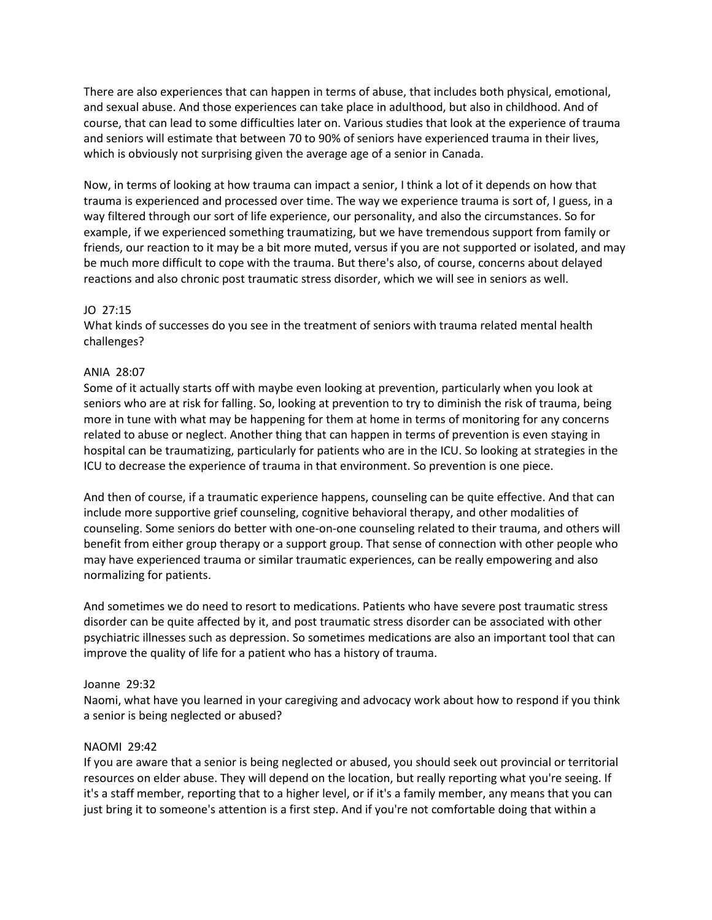There are also experiences that can happen in terms of abuse, that includes both physical, emotional, and sexual abuse. And those experiences can take place in adulthood, but also in childhood. And of course, that can lead to some difficulties later on. Various studies that look at the experience of trauma and seniors will estimate that between 70 to 90% of seniors have experienced trauma in their lives, which is obviously not surprising given the average age of a senior in Canada.

Now, in terms of looking at how trauma can impact a senior, I think a lot of it depends on how that trauma is experienced and processed over time. The way we experience trauma is sort of, I guess, in a way filtered through our sort of life experience, our personality, and also the circumstances. So for example, if we experienced something traumatizing, but we have tremendous support from family or friends, our reaction to it may be a bit more muted, versus if you are not supported or isolated, and may be much more difficult to cope with the trauma. But there's also, of course, concerns about delayed reactions and also chronic post traumatic stress disorder, which we will see in seniors as well.

JO 27:15
What kinds of successes do you see in the treatment of seniors with trauma related mental health challenges?

ANIA 28:07
Some of it actually starts off with maybe even looking at prevention, particularly when you look at seniors who are at risk for falling. So, looking at prevention to try to diminish the risk of trauma, being more in tune with what may be happening for them at home in terms of monitoring for any concerns related to abuse or neglect. Another thing that can happen in terms of prevention is even staying in hospital can be traumatizing, particularly for patients who are in the ICU. So looking at strategies in the ICU to decrease the experience of trauma in that environment. So prevention is one piece.

And then of course, if a traumatic experience happens, counseling can be quite effective. And that can include more supportive grief counseling, cognitive behavioral therapy, and other modalities of counseling. Some seniors do better with one-on-one counseling related to their trauma, and others will benefit from either group therapy or a support group. That sense of connection with other people who may have experienced trauma or similar traumatic experiences, can be really empowering and also normalizing for patients.

And sometimes we do need to resort to medications. Patients who have severe post traumatic stress disorder can be quite affected by it, and post traumatic stress disorder can be associated with other psychiatric illnesses such as depression. So sometimes medications are also an important tool that can improve the quality of life for a patient who has a history of trauma.

Joanne 29:32
Naomi, what have you learned in your caregiving and advocacy work about how to respond if you think a senior is being neglected or abused?

NAOMI 29:42
If you are aware that a senior is being neglected or abused, you should seek out provincial or territorial resources on elder abuse. They will depend on the location, but really reporting what you're seeing. If it's a staff member, reporting that to a higher level, or if it's a family member, any means that you can just bring it to someone's attention is a first step. And if you're not comfortable doing that within a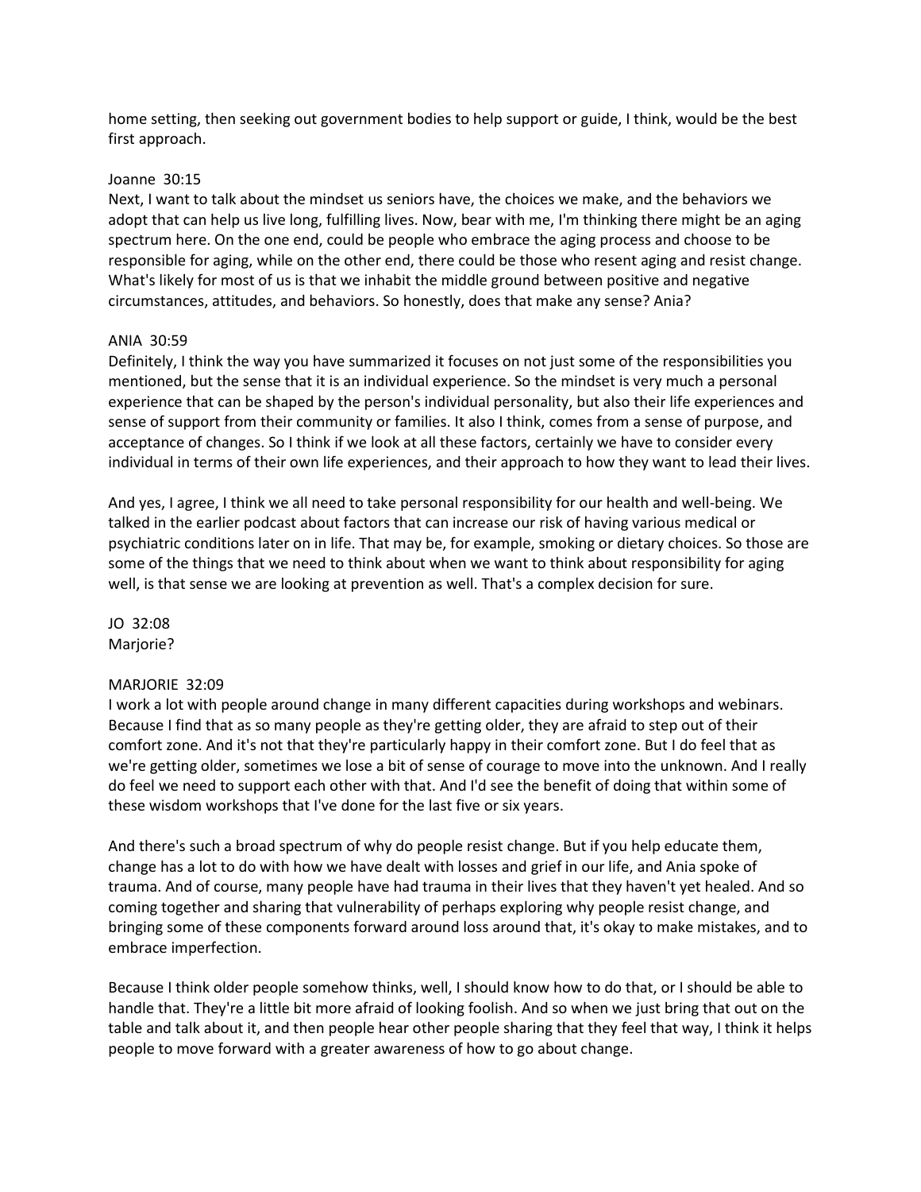home setting, then seeking out government bodies to help support or guide, I think, would be the best first approach.

Joanne 30:15
Next, I want to talk about the mindset us seniors have, the choices we make, and the behaviors we adopt that can help us live long, fulfilling lives. Now, bear with me, I'm thinking there might be an aging spectrum here. On the one end, could be people who embrace the aging process and choose to be responsible for aging, while on the other end, there could be those who resent aging and resist change. What's likely for most of us is that we inhabit the middle ground between positive and negative circumstances, attitudes, and behaviors. So honestly, does that make any sense? Ania?

ANIA 30:59
Definitely, I think the way you have summarized it focuses on not just some of the responsibilities you mentioned, but the sense that it is an individual experience. So the mindset is very much a personal experience that can be shaped by the person's individual personality, but also their life experiences and sense of support from their community or families. It also I think, comes from a sense of purpose, and acceptance of changes. So I think if we look at all these factors, certainly we have to consider every individual in terms of their own life experiences, and their approach to how they want to lead their lives.

And yes, I agree, I think we all need to take personal responsibility for our health and well-being. We talked in the earlier podcast about factors that can increase our risk of having various medical or psychiatric conditions later on in life. That may be, for example, smoking or dietary choices. So those are some of the things that we need to think about when we want to think about responsibility for aging well, is that sense we are looking at prevention as well. That's a complex decision for sure.

JO 32:08
Marjorie?

MARJORIE 32:09
I work a lot with people around change in many different capacities during workshops and webinars. Because I find that as so many people as they're getting older, they are afraid to step out of their comfort zone. And it's not that they're particularly happy in their comfort zone. But I do feel that as we're getting older, sometimes we lose a bit of sense of courage to move into the unknown. And I really do feel we need to support each other with that. And I'd see the benefit of doing that within some of these wisdom workshops that I've done for the last five or six years.

And there's such a broad spectrum of why do people resist change. But if you help educate them, change has a lot to do with how we have dealt with losses and grief in our life, and Ania spoke of trauma. And of course, many people have had trauma in their lives that they haven't yet healed. And so coming together and sharing that vulnerability of perhaps exploring why people resist change, and bringing some of these components forward around loss around that, it's okay to make mistakes, and to embrace imperfection.

Because I think older people somehow thinks, well, I should know how to do that, or I should be able to handle that. They're a little bit more afraid of looking foolish. And so when we just bring that out on the table and talk about it, and then people hear other people sharing that they feel that way, I think it helps people to move forward with a greater awareness of how to go about change.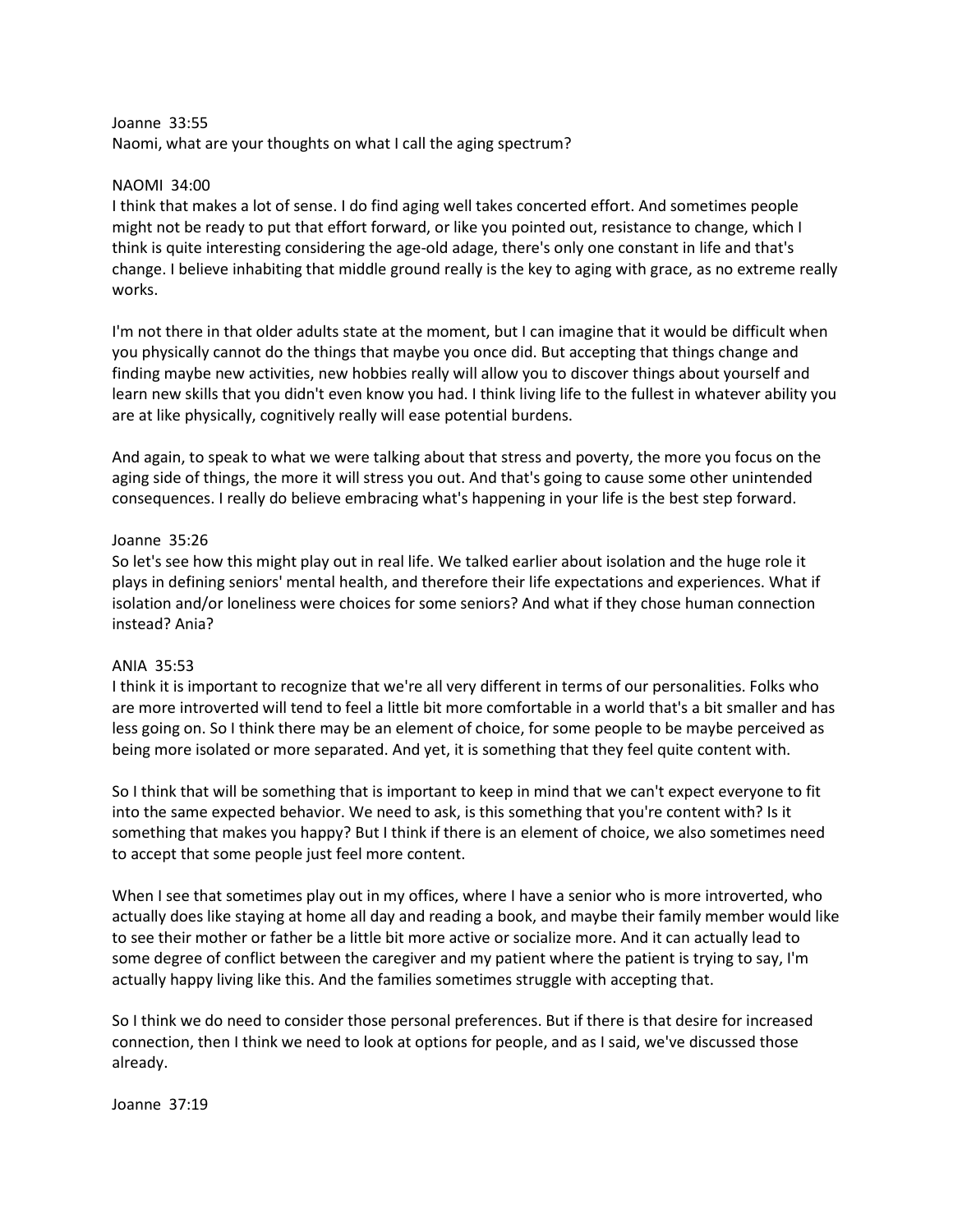Joanne 33:55
Naomi, what are your thoughts on what I call the aging spectrum?

NAOMI 34:00
I think that makes a lot of sense. I do find aging well takes concerted effort. And sometimes people might not be ready to put that effort forward, or like you pointed out, resistance to change, which I think is quite interesting considering the age-old adage, there's only one constant in life and that's change. I believe inhabiting that middle ground really is the key to aging with grace, as no extreme really works.

I'm not there in that older adults state at the moment, but I can imagine that it would be difficult when you physically cannot do the things that maybe you once did. But accepting that things change and finding maybe new activities, new hobbies really will allow you to discover things about yourself and learn new skills that you didn't even know you had. I think living life to the fullest in whatever ability you are at like physically, cognitively really will ease potential burdens.

And again, to speak to what we were talking about that stress and poverty, the more you focus on the aging side of things, the more it will stress you out. And that's going to cause some other unintended consequences. I really do believe embracing what's happening in your life is the best step forward.

Joanne 35:26
So let's see how this might play out in real life. We talked earlier about isolation and the huge role it plays in defining seniors' mental health, and therefore their life expectations and experiences. What if isolation and/or loneliness were choices for some seniors? And what if they chose human connection instead? Ania?

ANIA 35:53
I think it is important to recognize that we're all very different in terms of our personalities. Folks who are more introverted will tend to feel a little bit more comfortable in a world that's a bit smaller and has less going on. So I think there may be an element of choice, for some people to be maybe perceived as being more isolated or more separated. And yet, it is something that they feel quite content with.

So I think that will be something that is important to keep in mind that we can't expect everyone to fit into the same expected behavior. We need to ask, is this something that you're content with? Is it something that makes you happy? But I think if there is an element of choice, we also sometimes need to accept that some people just feel more content.

When I see that sometimes play out in my offices, where I have a senior who is more introverted, who actually does like staying at home all day and reading a book, and maybe their family member would like to see their mother or father be a little bit more active or socialize more. And it can actually lead to some degree of conflict between the caregiver and my patient where the patient is trying to say, I'm actually happy living like this. And the families sometimes struggle with accepting that.

So I think we do need to consider those personal preferences. But if there is that desire for increased connection, then I think we need to look at options for people, and as I said, we've discussed those already.

Joanne 37:19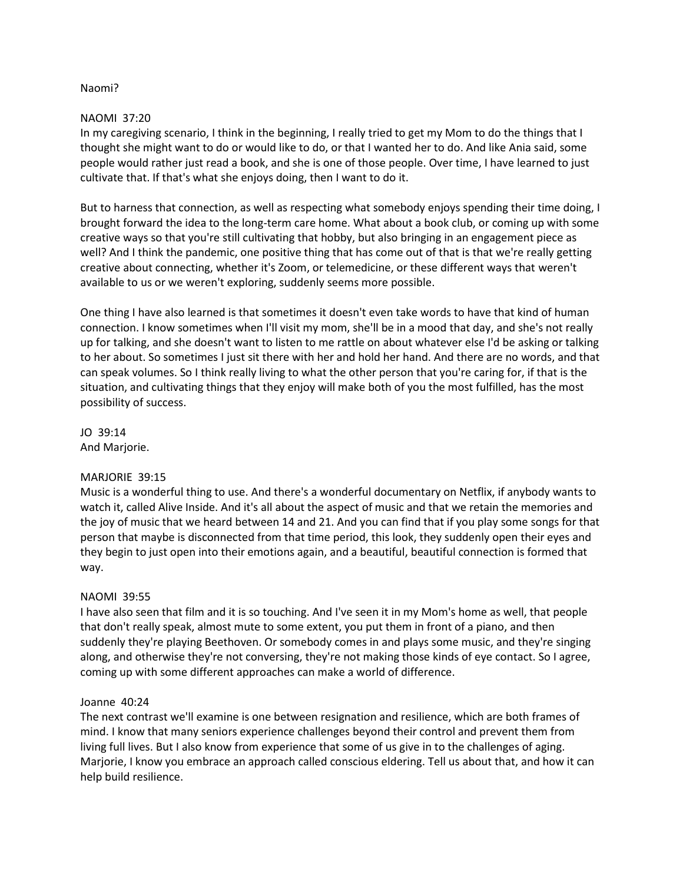Naomi?

NAOMI 37:20
In my caregiving scenario, I think in the beginning, I really tried to get my Mom to do the things that I thought she might want to do or would like to do, or that I wanted her to do. And like Ania said, some people would rather just read a book, and she is one of those people. Over time, I have learned to just cultivate that. If that's what she enjoys doing, then I want to do it.

But to harness that connection, as well as respecting what somebody enjoys spending their time doing, I brought forward the idea to the long-term care home. What about a book club, or coming up with some creative ways so that you're still cultivating that hobby, but also bringing in an engagement piece as well? And I think the pandemic, one positive thing that has come out of that is that we're really getting creative about connecting, whether it's Zoom, or telemedicine, or these different ways that weren't available to us or we weren't exploring, suddenly seems more possible.

One thing I have also learned is that sometimes it doesn't even take words to have that kind of human connection. I know sometimes when I'll visit my mom, she'll be in a mood that day, and she's not really up for talking, and she doesn't want to listen to me rattle on about whatever else I'd be asking or talking to her about. So sometimes I just sit there with her and hold her hand. And there are no words, and that can speak volumes. So I think really living to what the other person that you're caring for, if that is the situation, and cultivating things that they enjoy will make both of you the most fulfilled, has the most possibility of success.

JO 39:14
And Marjorie.

MARJORIE 39:15
Music is a wonderful thing to use. And there's a wonderful documentary on Netflix, if anybody wants to watch it, called Alive Inside. And it's all about the aspect of music and that we retain the memories and the joy of music that we heard between 14 and 21. And you can find that if you play some songs for that person that maybe is disconnected from that time period, this look, they suddenly open their eyes and they begin to just open into their emotions again, and a beautiful, beautiful connection is formed that way.

NAOMI 39:55
I have also seen that film and it is so touching. And I've seen it in my Mom's home as well, that people that don't really speak, almost mute to some extent, you put them in front of a piano, and then suddenly they're playing Beethoven. Or somebody comes in and plays some music, and they're singing along, and otherwise they're not conversing, they're not making those kinds of eye contact. So I agree, coming up with some different approaches can make a world of difference.

Joanne 40:24
The next contrast we'll examine is one between resignation and resilience, which are both frames of mind. I know that many seniors experience challenges beyond their control and prevent them from living full lives. But I also know from experience that some of us give in to the challenges of aging. Marjorie, I know you embrace an approach called conscious eldering. Tell us about that, and how it can help build resilience.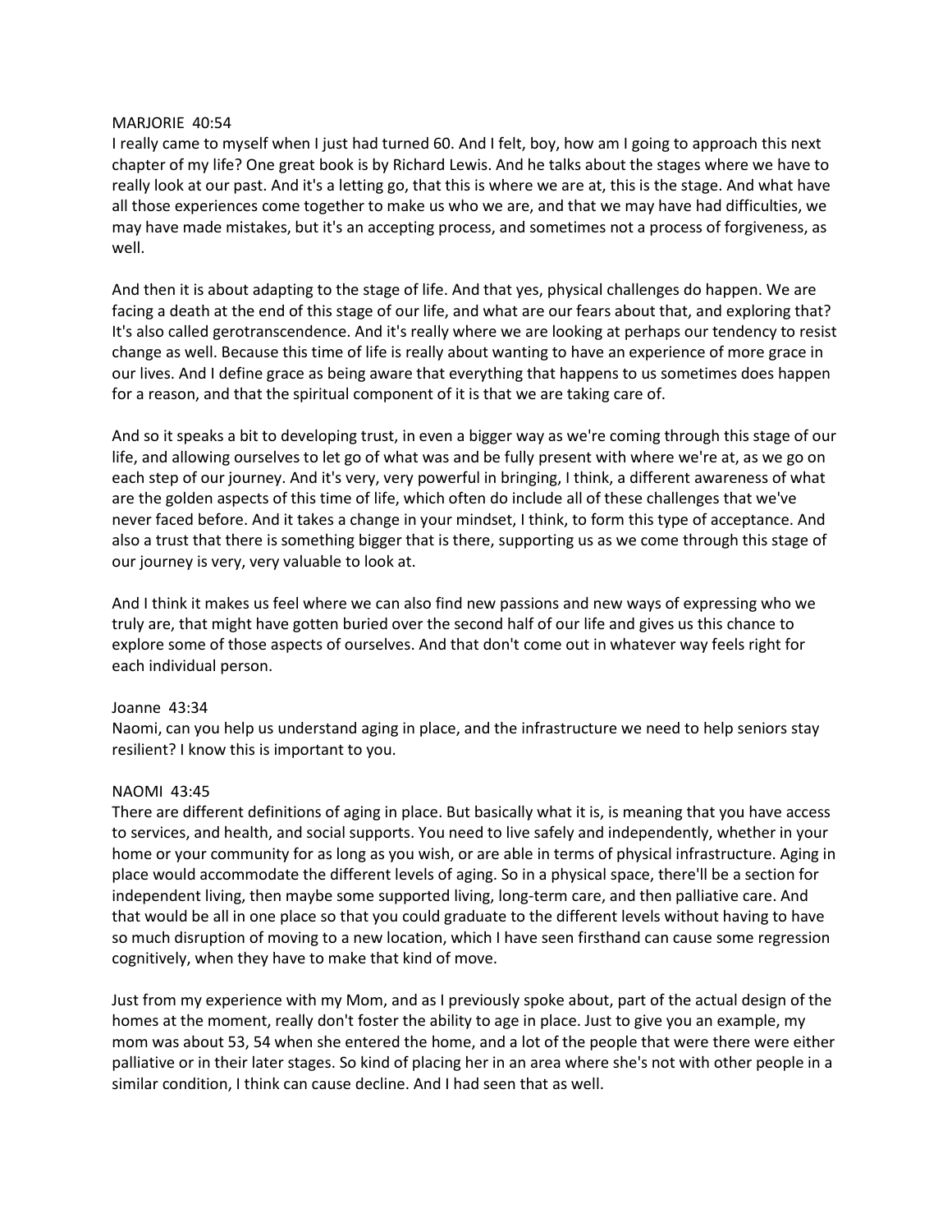MARJORIE 40:54

I really came to myself when I just had turned 60. And I felt, boy, how am I going to approach this next chapter of my life? One great book is by Richard Lewis. And he talks about the stages where we have to really look at our past. And it's a letting go, that this is where we are at, this is the stage. And what have all those experiences come together to make us who we are, and that we may have had difficulties, we may have made mistakes, but it's an accepting process, and sometimes not a process of forgiveness, as well.

And then it is about adapting to the stage of life. And that yes, physical challenges do happen. We are facing a death at the end of this stage of our life, and what are our fears about that, and exploring that? It's also called gerotranscendence. And it's really where we are looking at perhaps our tendency to resist change as well. Because this time of life is really about wanting to have an experience of more grace in our lives. And I define grace as being aware that everything that happens to us sometimes does happen for a reason, and that the spiritual component of it is that we are taking care of.

And so it speaks a bit to developing trust, in even a bigger way as we're coming through this stage of our life, and allowing ourselves to let go of what was and be fully present with where we're at, as we go on each step of our journey. And it's very, very powerful in bringing, I think, a different awareness of what are the golden aspects of this time of life, which often do include all of these challenges that we've never faced before. And it takes a change in your mindset, I think, to form this type of acceptance. And also a trust that there is something bigger that is there, supporting us as we come through this stage of our journey is very, very valuable to look at.

And I think it makes us feel where we can also find new passions and new ways of expressing who we truly are, that might have gotten buried over the second half of our life and gives us this chance to explore some of those aspects of ourselves. And that don't come out in whatever way feels right for each individual person.

Joanne 43:34

Naomi, can you help us understand aging in place, and the infrastructure we need to help seniors stay resilient? I know this is important to you.

NAOMI 43:45

There are different definitions of aging in place. But basically what it is, is meaning that you have access to services, and health, and social supports. You need to live safely and independently, whether in your home or your community for as long as you wish, or are able in terms of physical infrastructure. Aging in place would accommodate the different levels of aging. So in a physical space, there'll be a section for independent living, then maybe some supported living, long-term care, and then palliative care. And that would be all in one place so that you could graduate to the different levels without having to have so much disruption of moving to a new location, which I have seen firsthand can cause some regression cognitively, when they have to make that kind of move.

Just from my experience with my Mom, and as I previously spoke about, part of the actual design of the homes at the moment, really don't foster the ability to age in place. Just to give you an example, my mom was about 53, 54 when she entered the home, and a lot of the people that were there were either palliative or in their later stages. So kind of placing her in an area where she's not with other people in a similar condition, I think can cause decline. And I had seen that as well.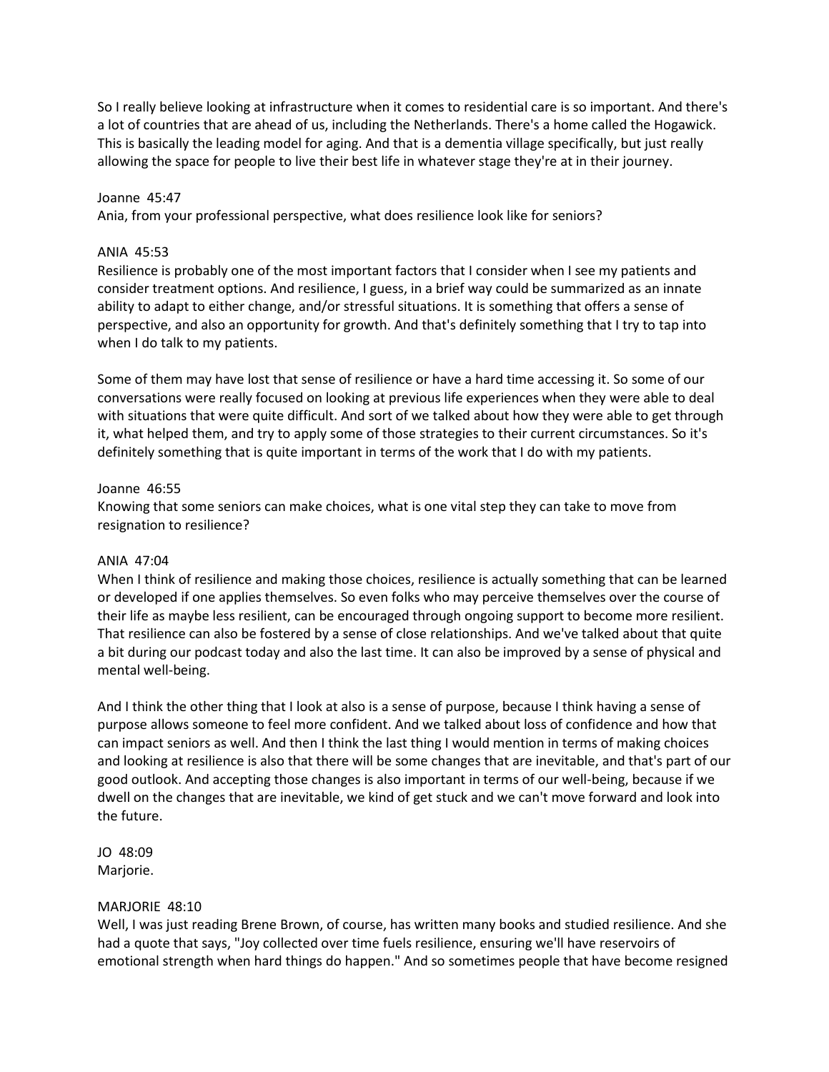So I really believe looking at infrastructure when it comes to residential care is so important. And there's a lot of countries that are ahead of us, including the Netherlands. There's a home called the Hogawick. This is basically the leading model for aging. And that is a dementia village specifically, but just really allowing the space for people to live their best life in whatever stage they're at in their journey.

Joanne 45:47
Ania, from your professional perspective, what does resilience look like for seniors?

ANIA 45:53
Resilience is probably one of the most important factors that I consider when I see my patients and consider treatment options. And resilience, I guess, in a brief way could be summarized as an innate ability to adapt to either change, and/or stressful situations. It is something that offers a sense of perspective, and also an opportunity for growth. And that's definitely something that I try to tap into when I do talk to my patients.

Some of them may have lost that sense of resilience or have a hard time accessing it. So some of our conversations were really focused on looking at previous life experiences when they were able to deal with situations that were quite difficult. And sort of we talked about how they were able to get through it, what helped them, and try to apply some of those strategies to their current circumstances. So it's definitely something that is quite important in terms of the work that I do with my patients.

Joanne 46:55
Knowing that some seniors can make choices, what is one vital step they can take to move from resignation to resilience?

ANIA 47:04
When I think of resilience and making those choices, resilience is actually something that can be learned or developed if one applies themselves. So even folks who may perceive themselves over the course of their life as maybe less resilient, can be encouraged through ongoing support to become more resilient. That resilience can also be fostered by a sense of close relationships. And we've talked about that quite a bit during our podcast today and also the last time. It can also be improved by a sense of physical and mental well-being.

And I think the other thing that I look at also is a sense of purpose, because I think having a sense of purpose allows someone to feel more confident. And we talked about loss of confidence and how that can impact seniors as well. And then I think the last thing I would mention in terms of making choices and looking at resilience is also that there will be some changes that are inevitable, and that's part of our good outlook. And accepting those changes is also important in terms of our well-being, because if we dwell on the changes that are inevitable, we kind of get stuck and we can't move forward and look into the future.

JO 48:09
Marjorie.

MARJORIE 48:10
Well, I was just reading Brene Brown, of course, has written many books and studied resilience. And she had a quote that says, "Joy collected over time fuels resilience, ensuring we'll have reservoirs of emotional strength when hard things do happen." And so sometimes people that have become resigned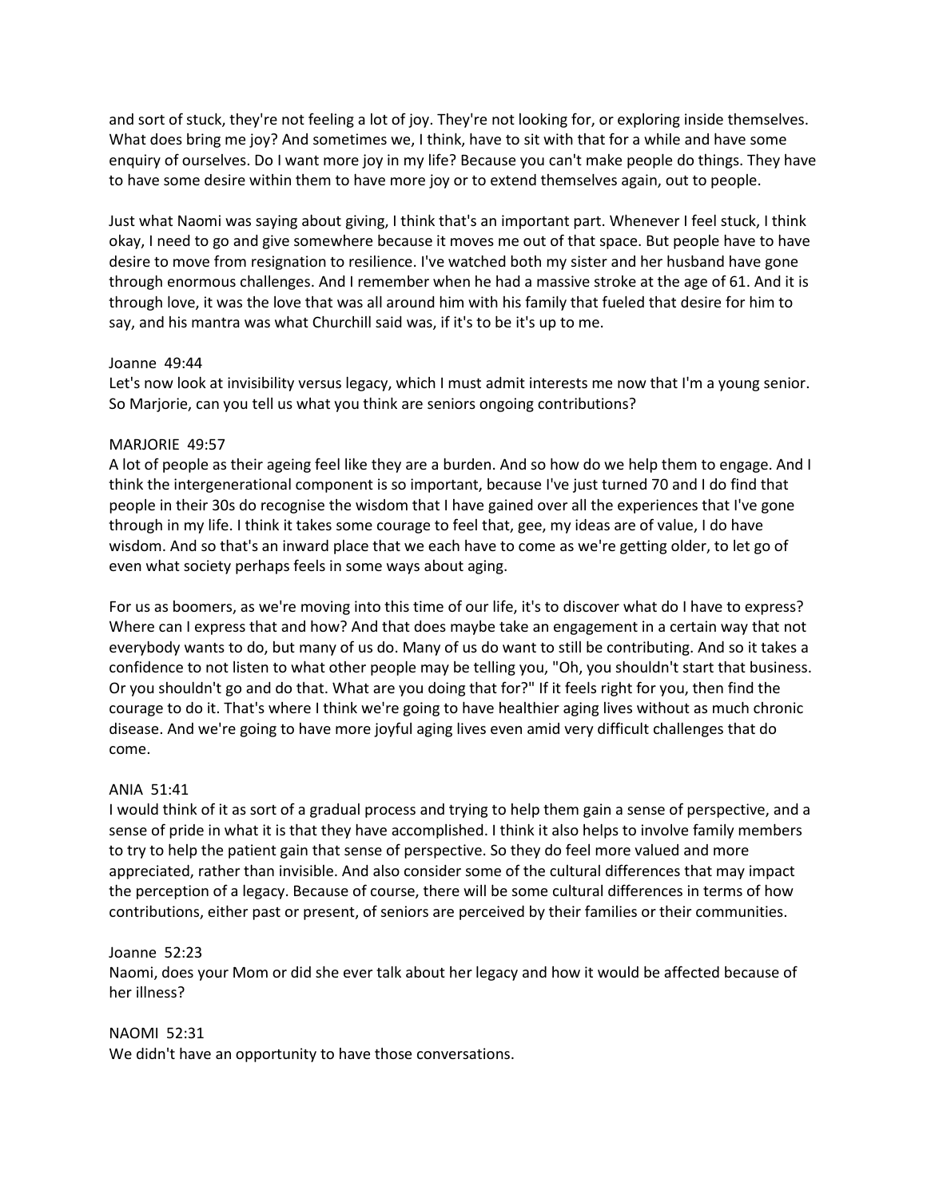and sort of stuck, they're not feeling a lot of joy. They're not looking for, or exploring inside themselves. What does bring me joy? And sometimes we, I think, have to sit with that for a while and have some enquiry of ourselves. Do I want more joy in my life? Because you can't make people do things. They have to have some desire within them to have more joy or to extend themselves again, out to people.

Just what Naomi was saying about giving, I think that's an important part. Whenever I feel stuck, I think okay, I need to go and give somewhere because it moves me out of that space. But people have to have desire to move from resignation to resilience. I've watched both my sister and her husband have gone through enormous challenges. And I remember when he had a massive stroke at the age of 61. And it is through love, it was the love that was all around him with his family that fueled that desire for him to say, and his mantra was what Churchill said was, if it's to be it's up to me.

Joanne 49:44
Let's now look at invisibility versus legacy, which I must admit interests me now that I'm a young senior. So Marjorie, can you tell us what you think are seniors ongoing contributions?

MARJORIE 49:57
A lot of people as their ageing feel like they are a burden. And so how do we help them to engage. And I think the intergenerational component is so important, because I've just turned 70 and I do find that people in their 30s do recognise the wisdom that I have gained over all the experiences that I've gone through in my life. I think it takes some courage to feel that, gee, my ideas are of value, I do have wisdom. And so that's an inward place that we each have to come as we're getting older, to let go of even what society perhaps feels in some ways about aging.

For us as boomers, as we're moving into this time of our life, it's to discover what do I have to express? Where can I express that and how? And that does maybe take an engagement in a certain way that not everybody wants to do, but many of us do. Many of us do want to still be contributing. And so it takes a confidence to not listen to what other people may be telling you, "Oh, you shouldn't start that business. Or you shouldn't go and do that. What are you doing that for?" If it feels right for you, then find the courage to do it. That's where I think we're going to have healthier aging lives without as much chronic disease. And we're going to have more joyful aging lives even amid very difficult challenges that do come.

ANIA 51:41
I would think of it as sort of a gradual process and trying to help them gain a sense of perspective, and a sense of pride in what it is that they have accomplished. I think it also helps to involve family members to try to help the patient gain that sense of perspective. So they do feel more valued and more appreciated, rather than invisible. And also consider some of the cultural differences that may impact the perception of a legacy. Because of course, there will be some cultural differences in terms of how contributions, either past or present, of seniors are perceived by their families or their communities.

Joanne 52:23
Naomi, does your Mom or did she ever talk about her legacy and how it would be affected because of her illness?

NAOMI 52:31
We didn't have an opportunity to have those conversations.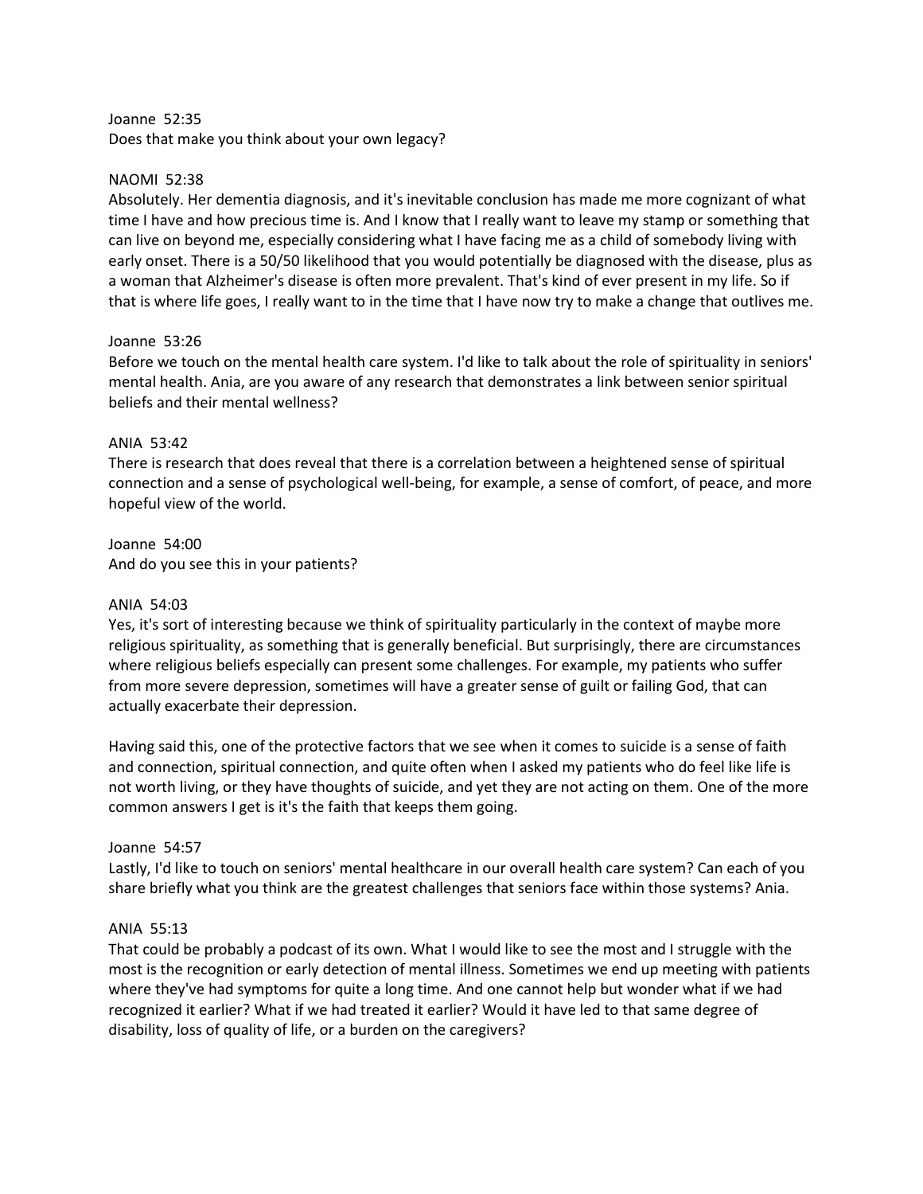Joanne 52:35
Does that make you think about your own legacy?

NAOMI 52:38
Absolutely. Her dementia diagnosis, and it's inevitable conclusion has made me more cognizant of what time I have and how precious time is. And I know that I really want to leave my stamp or something that can live on beyond me, especially considering what I have facing me as a child of somebody living with early onset. There is a 50/50 likelihood that you would potentially be diagnosed with the disease, plus as a woman that Alzheimer's disease is often more prevalent. That's kind of ever present in my life. So if that is where life goes, I really want to in the time that I have now try to make a change that outlives me.

Joanne 53:26
Before we touch on the mental health care system. I'd like to talk about the role of spirituality in seniors' mental health. Ania, are you aware of any research that demonstrates a link between senior spiritual beliefs and their mental wellness?

ANIA 53:42
There is research that does reveal that there is a correlation between a heightened sense of spiritual connection and a sense of psychological well-being, for example, a sense of comfort, of peace, and more hopeful view of the world.

Joanne 54:00
And do you see this in your patients?

ANIA 54:03
Yes, it's sort of interesting because we think of spirituality particularly in the context of maybe more religious spirituality, as something that is generally beneficial. But surprisingly, there are circumstances where religious beliefs especially can present some challenges. For example, my patients who suffer from more severe depression, sometimes will have a greater sense of guilt or failing God, that can actually exacerbate their depression.

Having said this, one of the protective factors that we see when it comes to suicide is a sense of faith and connection, spiritual connection, and quite often when I asked my patients who do feel like life is not worth living, or they have thoughts of suicide, and yet they are not acting on them. One of the more common answers I get is it's the faith that keeps them going.

Joanne 54:57
Lastly, I'd like to touch on seniors' mental healthcare in our overall health care system? Can each of you share briefly what you think are the greatest challenges that seniors face within those systems? Ania.

ANIA 55:13
That could be probably a podcast of its own. What I would like to see the most and I struggle with the most is the recognition or early detection of mental illness. Sometimes we end up meeting with patients where they've had symptoms for quite a long time. And one cannot help but wonder what if we had recognized it earlier? What if we had treated it earlier? Would it have led to that same degree of disability, loss of quality of life, or a burden on the caregivers?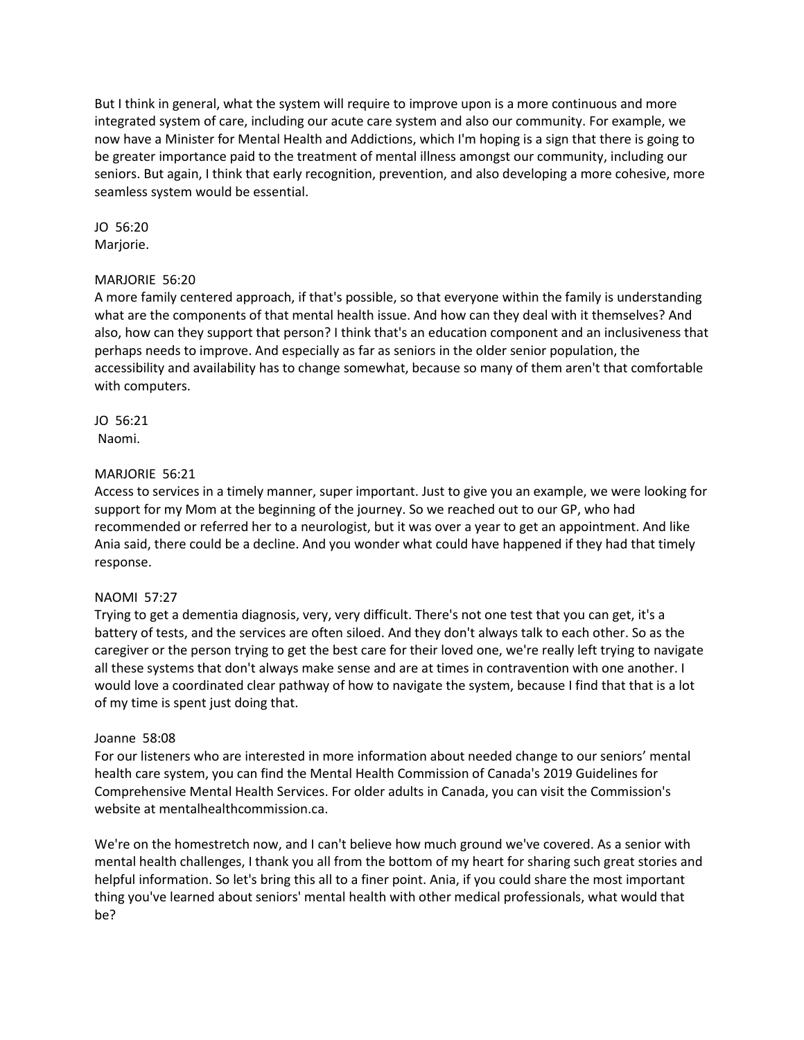But I think in general, what the system will require to improve upon is a more continuous and more integrated system of care, including our acute care system and also our community. For example, we now have a Minister for Mental Health and Addictions, which I'm hoping is a sign that there is going to be greater importance paid to the treatment of mental illness amongst our community, including our seniors. But again, I think that early recognition, prevention, and also developing a more cohesive, more seamless system would be essential.

JO 56:20
Marjorie.

MARJORIE 56:20
A more family centered approach, if that's possible, so that everyone within the family is understanding what are the components of that mental health issue. And how can they deal with it themselves? And also, how can they support that person? I think that's an education component and an inclusiveness that perhaps needs to improve. And especially as far as seniors in the older senior population, the accessibility and availability has to change somewhat, because so many of them aren't that comfortable with computers.

JO 56:21
Naomi.

MARJORIE 56:21
Access to services in a timely manner, super important. Just to give you an example, we were looking for support for my Mom at the beginning of the journey. So we reached out to our GP, who had recommended or referred her to a neurologist, but it was over a year to get an appointment. And like Ania said, there could be a decline. And you wonder what could have happened if they had that timely response.

NAOMI 57:27
Trying to get a dementia diagnosis, very, very difficult. There's not one test that you can get, it's a battery of tests, and the services are often siloed. And they don't always talk to each other. So as the caregiver or the person trying to get the best care for their loved one, we're really left trying to navigate all these systems that don't always make sense and are at times in contravention with one another. I would love a coordinated clear pathway of how to navigate the system, because I find that that is a lot of my time is spent just doing that.

Joanne 58:08
For our listeners who are interested in more information about needed change to our seniors' mental health care system, you can find the Mental Health Commission of Canada's 2019 Guidelines for Comprehensive Mental Health Services. For older adults in Canada, you can visit the Commission's website at mentalhealthcommission.ca.

We're on the homestretch now, and I can't believe how much ground we've covered. As a senior with mental health challenges, I thank you all from the bottom of my heart for sharing such great stories and helpful information. So let's bring this all to a finer point. Ania, if you could share the most important thing you've learned about seniors' mental health with other medical professionals, what would that be?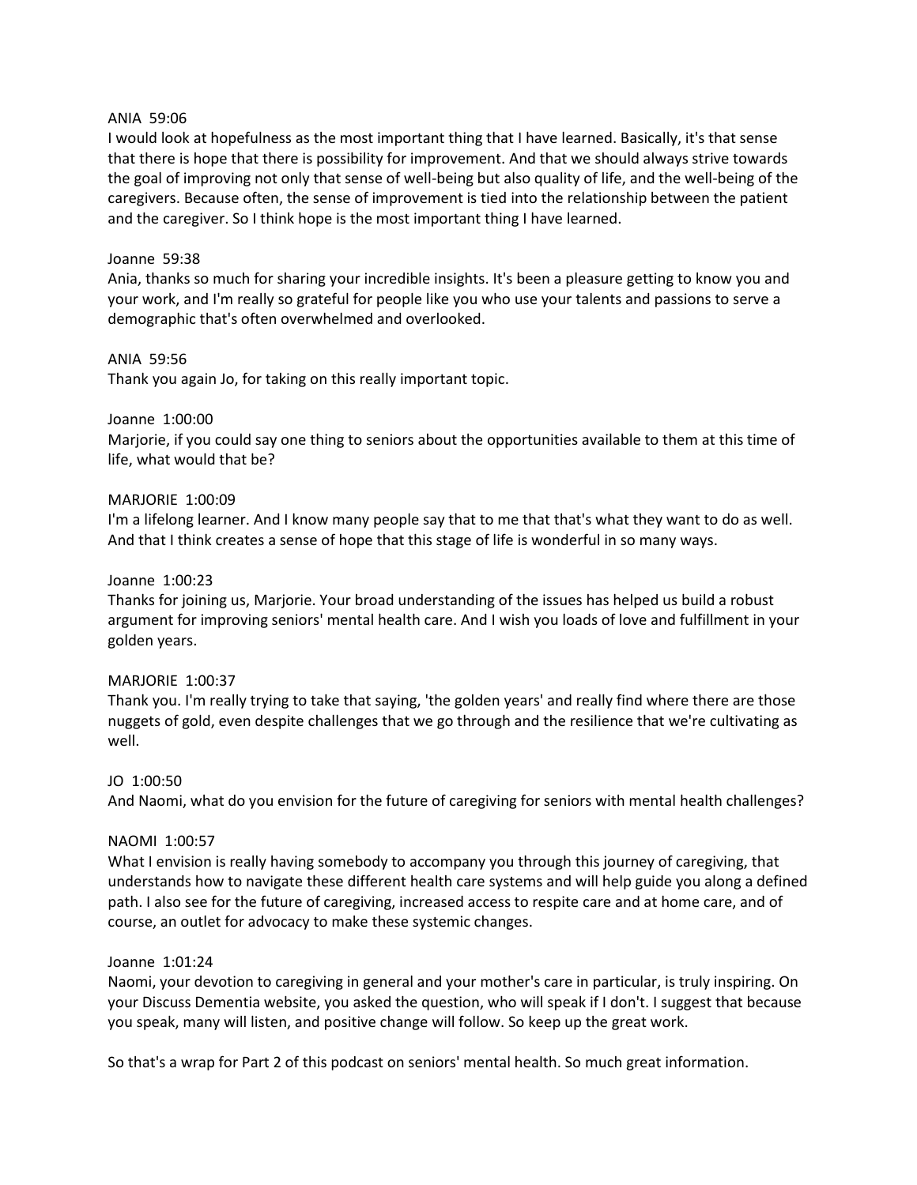ANIA 59:06

I would look at hopefulness as the most important thing that I have learned. Basically, it's that sense that there is hope that there is possibility for improvement. And that we should always strive towards the goal of improving not only that sense of well-being but also quality of life, and the well-being of the caregivers. Because often, the sense of improvement is tied into the relationship between the patient and the caregiver. So I think hope is the most important thing I have learned.

Joanne 59:38

Ania, thanks so much for sharing your incredible insights. It's been a pleasure getting to know you and your work, and I'm really so grateful for people like you who use your talents and passions to serve a demographic that's often overwhelmed and overlooked.

ANIA 59:56

Thank you again Jo, for taking on this really important topic.

Joanne 1:00:00

Marjorie, if you could say one thing to seniors about the opportunities available to them at this time of life, what would that be?

MARJORIE 1:00:09

I'm a lifelong learner. And I know many people say that to me that that's what they want to do as well. And that I think creates a sense of hope that this stage of life is wonderful in so many ways.

Joanne 1:00:23

Thanks for joining us, Marjorie. Your broad understanding of the issues has helped us build a robust argument for improving seniors' mental health care. And I wish you loads of love and fulfillment in your golden years.

MARJORIE 1:00:37

Thank you. I'm really trying to take that saying, 'the golden years' and really find where there are those nuggets of gold, even despite challenges that we go through and the resilience that we're cultivating as well.

JO 1:00:50

And Naomi, what do you envision for the future of caregiving for seniors with mental health challenges?

NAOMI 1:00:57

What I envision is really having somebody to accompany you through this journey of caregiving, that understands how to navigate these different health care systems and will help guide you along a defined path. I also see for the future of caregiving, increased access to respite care and at home care, and of course, an outlet for advocacy to make these systemic changes.

Joanne 1:01:24

Naomi, your devotion to caregiving in general and your mother's care in particular, is truly inspiring. On your Discuss Dementia website, you asked the question, who will speak if I don't. I suggest that because you speak, many will listen, and positive change will follow. So keep up the great work.

So that's a wrap for Part 2 of this podcast on seniors' mental health. So much great information.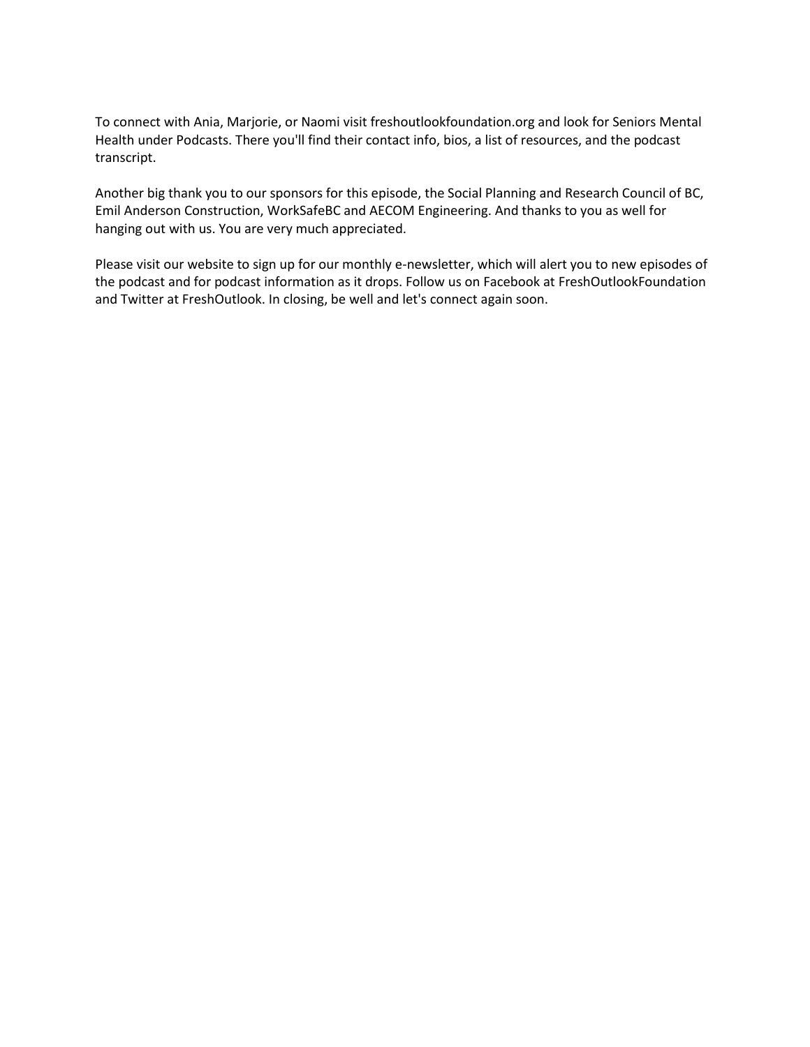To connect with Ania, Marjorie, or Naomi visit freshoutlookfoundation.org and look for Seniors Mental Health under Podcasts. There you'll find their contact info, bios, a list of resources, and the podcast transcript.

Another big thank you to our sponsors for this episode, the Social Planning and Research Council of BC, Emil Anderson Construction, WorkSafeBC and AECOM Engineering. And thanks to you as well for hanging out with us. You are very much appreciated.

Please visit our website to sign up for our monthly e-newsletter, which will alert you to new episodes of the podcast and for podcast information as it drops. Follow us on Facebook at FreshOutlookFoundation and Twitter at FreshOutlook. In closing, be well and let's connect again soon.